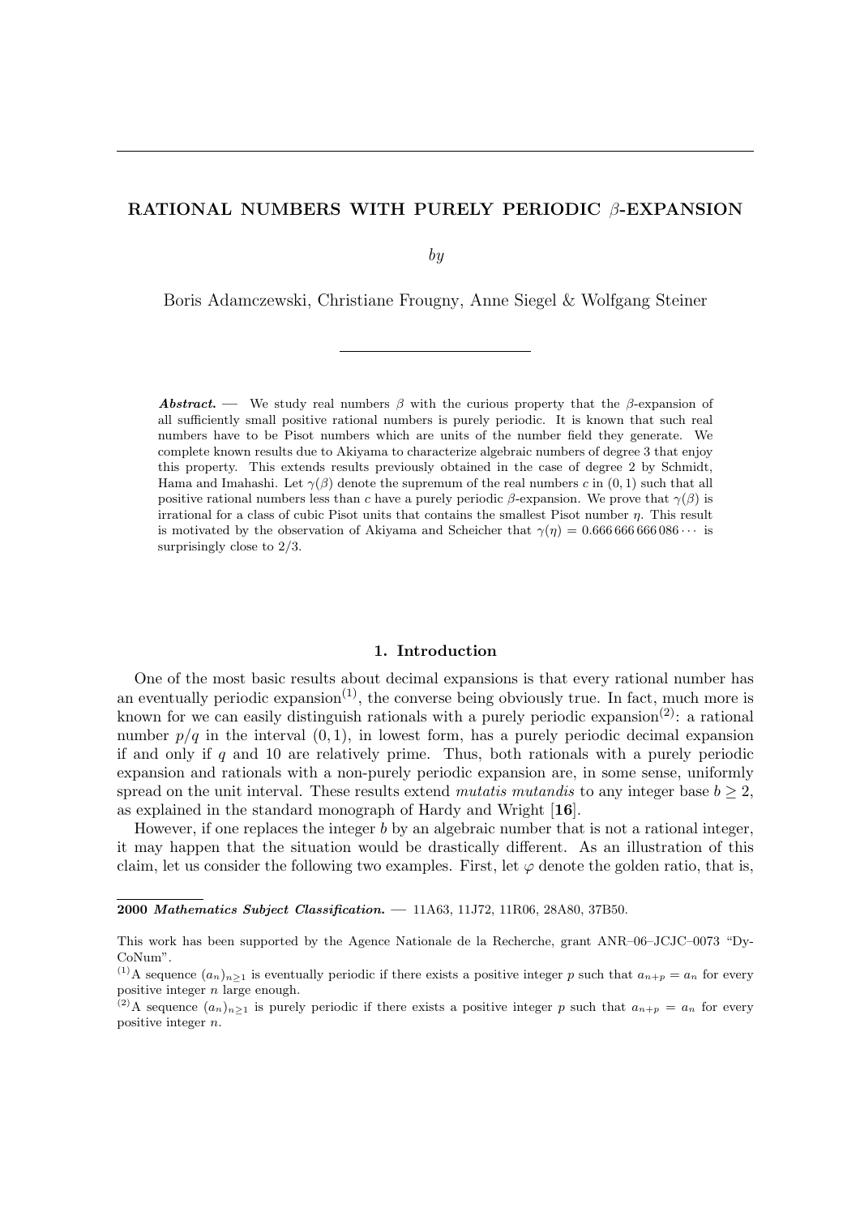# RATIONAL NUMBERS WITH PURELY PERIODIC $\beta$-EXPANSION

*by*

Boris Adamczewski, Christiane Frougny, Anne Siegel & Wolfgang Steiner

***Abstract.*** — We study real numbers $\beta$ with the curious property that the $\beta$-expansion of all sufficiently small positive rational numbers is purely periodic. It is known that such real numbers have to be Pisot numbers which are units of the number field they generate. We complete known results due to Akiyama to characterize algebraic numbers of degree 3 that enjoy this property. This extends results previously obtained in the case of degree 2 by Schmidt, Hama and Imahashi. Let $\gamma(\beta)$ denote the supremum of the real numbers $c$ in $(0,1)$ such that all positive rational numbers less than $c$ have a purely periodic $\beta$-expansion. We prove that $\gamma(\beta)$ is irrational for a class of cubic Pisot units that contains the smallest Pisot number $\eta$. This result is motivated by the observation of Akiyama and Scheicher that $\gamma(\eta) = 0.666\,666\,666\,086\cdots$ is surprisingly close to $2/3$.

## 1. Introduction

One of the most basic results about decimal expansions is that every rational number has an eventually periodic expansion[(1)], the converse being obviously true. In fact, much more is known for we can easily distinguish rationals with a purely periodic expansion[(2)]: a rational number $p/q$ in the interval $(0,1)$, in lowest form, has a purely periodic decimal expansion if and only if $q$ and 10 are relatively prime. Thus, both rationals with a purely periodic expansion and rationals with a non-purely periodic expansion are, in some sense, uniformly spread on the unit interval. These results extend *mutatis mutandis* to any integer base $b \geq 2$, as explained in the standard monograph of Hardy and Wright [**16**].

However, if one replaces the integer $b$ by an algebraic number that is not a rational integer, it may happen that the situation would be drastically different. As an illustration of this claim, let us consider the following two examples. First, let $\varphi$ denote the golden ratio, that is,

---

**2000** ***Mathematics Subject Classification.*** — 11A63, 11J72, 11R06, 28A80, 37B50.

This work has been supported by the Agence Nationale de la Recherche, grant ANR–06–JCJC–0073 "DyCoNum".

[(1)] A sequence $(a_n)_{n\geq 1}$ is eventually periodic if there exists a positive integer $p$ such that $a_{n+p} = a_n$ for every positive integer $n$ large enough.

[(2)] A sequence $(a_n)_{n\geq 1}$ is purely periodic if there exists a positive integer $p$ such that $a_{n+p} = a_n$ for every positive integer $n$.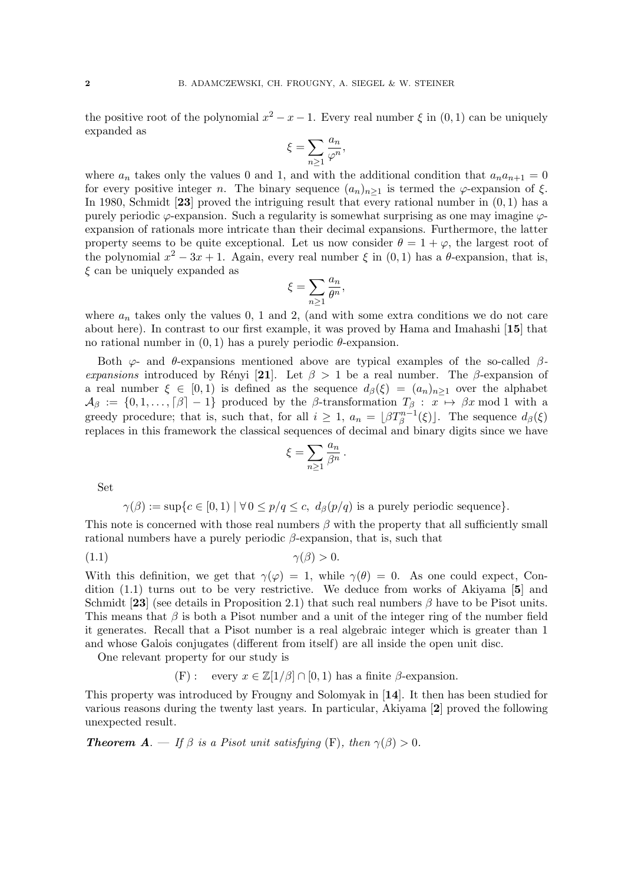the positive root of the polynomial $x^2 - x - 1$. Every real number $\xi$ in $(0,1)$ can be uniquely expanded as

$$\xi = \sum_{n \geq 1} \frac{a_n}{\varphi^n},$$

where $a_n$ takes only the values 0 and 1, and with the additional condition that $a_n a_{n+1} = 0$ for every positive integer $n$. The binary sequence $(a_n)_{n \geq 1}$ is termed the $\varphi$-expansion of $\xi$. In 1980, Schmidt [**23**] proved the intriguing result that every rational number in $(0,1)$ has a purely periodic $\varphi$-expansion. Such a regularity is somewhat surprising as one may imagine $\varphi$-expansion of rationals more intricate than their decimal expansions. Furthermore, the latter property seems to be quite exceptional. Let us now consider $\theta = 1 + \varphi$, the largest root of the polynomial $x^2 - 3x + 1$. Again, every real number $\xi$ in $(0,1)$ has a $\theta$-expansion, that is, $\xi$ can be uniquely expanded as

$$\xi = \sum_{n \geq 1} \frac{a_n}{\theta^n},$$

where $a_n$ takes only the values 0, 1 and 2, (and with some extra conditions we do not care about here). In contrast to our first example, it was proved by Hama and Imahashi [**15**] that no rational number in $(0,1)$ has a purely periodic $\theta$-expansion.

Both $\varphi$- and $\theta$-expansions mentioned above are typical examples of the so-called *$\beta$-expansions* introduced by Rényi [**21**]. Let $\beta > 1$ be a real number. The $\beta$-expansion of a real number $\xi \in [0,1)$ is defined as the sequence $d_\beta(\xi) = (a_n)_{n \geq 1}$ over the alphabet $\mathcal{A}_\beta := \{0, 1, \ldots, \lceil \beta \rceil - 1\}$ produced by the $\beta$-transformation $T_\beta : x \mapsto \beta x \bmod 1$ with a greedy procedure; that is, such that, for all $i \geq 1$, $a_n = \lfloor \beta T_\beta^{n-1}(\xi) \rfloor$. The sequence $d_\beta(\xi)$ replaces in this framework the classical sequences of decimal and binary digits since we have

$$\xi = \sum_{n \geq 1} \frac{a_n}{\beta^n}\,.$$

Set

$$\gamma(\beta) := \sup\{c \in [0,1) \mid \forall\, 0 \leq p/q \leq c,\ d_\beta(p/q) \text{ is a purely periodic sequence}\}.$$

This note is concerned with those real numbers $\beta$ with the property that all sufficiently small rational numbers have a purely periodic $\beta$-expansion, that is, such that

$$\gamma(\beta) > 0. \tag{1.1}$$

With this definition, we get that $\gamma(\varphi) = 1$, while $\gamma(\theta) = 0$. As one could expect, Condition (1.1) turns out to be very restrictive. We deduce from works of Akiyama [**5**] and Schmidt [**23**] (see details in Proposition 2.1) that such real numbers $\beta$ have to be Pisot units. This means that $\beta$ is both a Pisot number and a unit of the integer ring of the number field it generates. Recall that a Pisot number is a real algebraic integer which is greater than 1 and whose Galois conjugates (different from itself) are all inside the open unit disc.

One relevant property for our study is

$$\text{(F)}: \quad \text{every } x \in \mathbb{Z}[1/\beta] \cap [0,1) \text{ has a finite } \beta\text{-expansion.}$$

This property was introduced by Frougny and Solomyak in [**14**]. It then has been studied for various reasons during the twenty last years. In particular, Akiyama [**2**] proved the following unexpected result.

***Theorem A***. — *If $\beta$ is a Pisot unit satisfying* (F)*, then $\gamma(\beta) > 0$.*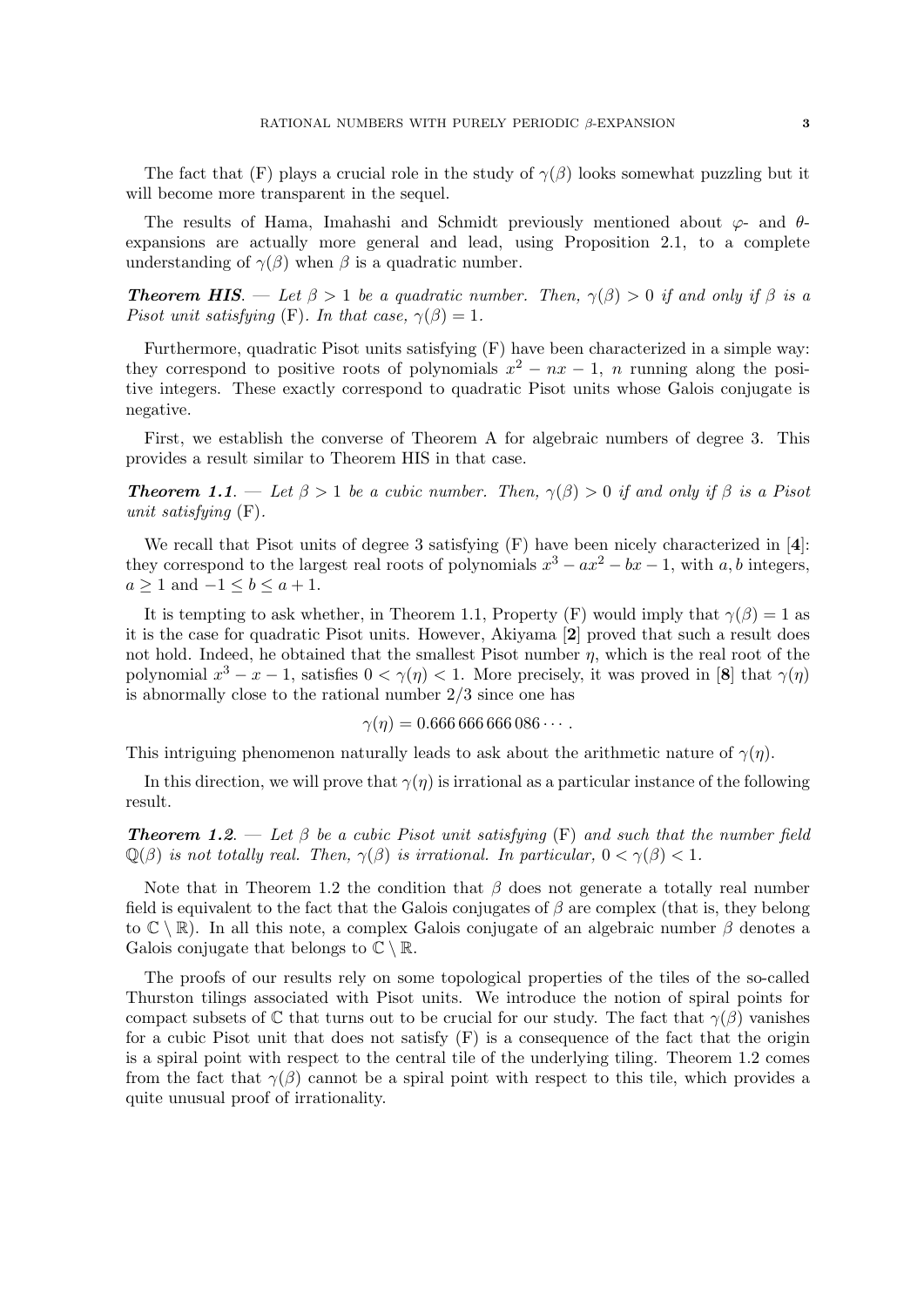The fact that (F) plays a crucial role in the study of $\gamma(\beta)$ looks somewhat puzzling but it will become more transparent in the sequel.

The results of Hama, Imahashi and Schmidt previously mentioned about $\varphi$- and $\theta$-expansions are actually more general and lead, using Proposition 2.1, to a complete understanding of $\gamma(\beta)$ when $\beta$ is a quadratic number.

***Theorem HIS***. — *Let $\beta > 1$ be a quadratic number. Then, $\gamma(\beta) > 0$ if and only if $\beta$ is a Pisot unit satisfying* (F)*. In that case, $\gamma(\beta) = 1$.*

Furthermore, quadratic Pisot units satisfying (F) have been characterized in a simple way: they correspond to positive roots of polynomials $x^2 - nx - 1$, $n$ running along the positive integers. These exactly correspond to quadratic Pisot units whose Galois conjugate is negative.

First, we establish the converse of Theorem A for algebraic numbers of degree 3. This provides a result similar to Theorem HIS in that case.

***Theorem 1.1***. — *Let $\beta > 1$ be a cubic number. Then, $\gamma(\beta) > 0$ if and only if $\beta$ is a Pisot unit satisfying* (F).

We recall that Pisot units of degree 3 satisfying (F) have been nicely characterized in [**4**]: they correspond to the largest real roots of polynomials $x^3 - ax^2 - bx - 1$, with $a, b$ integers, $a \geq 1$ and $-1 \leq b \leq a + 1$.

It is tempting to ask whether, in Theorem 1.1, Property (F) would imply that $\gamma(\beta) = 1$ as it is the case for quadratic Pisot units. However, Akiyama [**2**] proved that such a result does not hold. Indeed, he obtained that the smallest Pisot number $\eta$, which is the real root of the polynomial $x^3 - x - 1$, satisfies $0 < \gamma(\eta) < 1$. More precisely, it was proved in [**8**] that $\gamma(\eta)$ is abnormally close to the rational number $2/3$ since one has

$$\gamma(\eta) = 0.666\,666\,666\,086 \cdots .$$

This intriguing phenomenon naturally leads to ask about the arithmetic nature of $\gamma(\eta)$.

In this direction, we will prove that $\gamma(\eta)$ is irrational as a particular instance of the following result.

***Theorem 1.2***. — *Let $\beta$ be a cubic Pisot unit satisfying* (F) *and such that the number field $\mathbb{Q}(\beta)$ is not totally real. Then, $\gamma(\beta)$ is irrational. In particular, $0 < \gamma(\beta) < 1$.*

Note that in Theorem 1.2 the condition that $\beta$ does not generate a totally real number field is equivalent to the fact that the Galois conjugates of $\beta$ are complex (that is, they belong to $\mathbb{C} \setminus \mathbb{R}$). In all this note, a complex Galois conjugate of an algebraic number $\beta$ denotes a Galois conjugate that belongs to $\mathbb{C} \setminus \mathbb{R}$.

The proofs of our results rely on some topological properties of the tiles of the so-called Thurston tilings associated with Pisot units. We introduce the notion of spiral points for compact subsets of $\mathbb{C}$ that turns out to be crucial for our study. The fact that $\gamma(\beta)$ vanishes for a cubic Pisot unit that does not satisfy (F) is a consequence of the fact that the origin is a spiral point with respect to the central tile of the underlying tiling. Theorem 1.2 comes from the fact that $\gamma(\beta)$ cannot be a spiral point with respect to this tile, which provides a quite unusual proof of irrationality.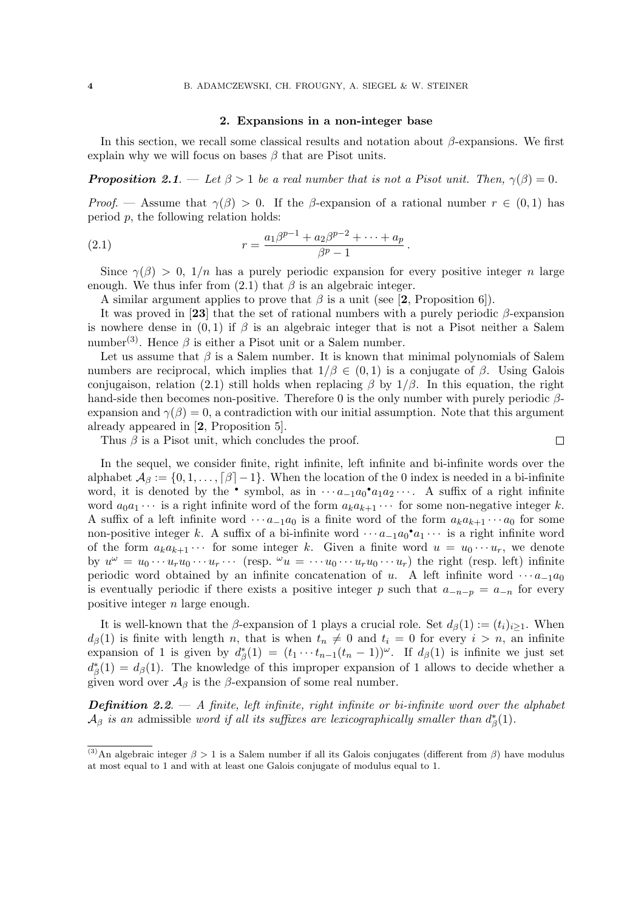## 2. Expansions in a non-integer base

In this section, we recall some classical results and notation about $\beta$-expansions. We first explain why we will focus on bases $\beta$ that are Pisot units.

***Proposition 2.1***. — *Let $\beta > 1$ be a real number that is not a Pisot unit. Then, $\gamma(\beta) = 0$.*

*Proof*. — Assume that $\gamma(\beta) > 0$. If the $\beta$-expansion of a rational number $r \in (0, 1)$ has period $p$, the following relation holds:

$$r = \frac{a_1\beta^{p-1} + a_2\beta^{p-2} + \cdots + a_p}{\beta^p - 1}. \tag{2.1}$$

Since $\gamma(\beta) > 0$, $1/n$ has a purely periodic expansion for every positive integer $n$ large enough. We thus infer from (2.1) that $\beta$ is an algebraic integer.

A similar argument applies to prove that $\beta$ is a unit (see [**2**, Proposition 6]).

It was proved in [**23**] that the set of rational numbers with a purely periodic $\beta$-expansion is nowhere dense in $(0, 1)$ if $\beta$ is an algebraic integer that is not a Pisot neither a Salem number[(3)]. Hence $\beta$ is either a Pisot unit or a Salem number.

Let us assume that $\beta$ is a Salem number. It is known that minimal polynomials of Salem numbers are reciprocal, which implies that $1/\beta \in (0, 1)$ is a conjugate of $\beta$. Using Galois conjugaison, relation (2.1) still holds when replacing $\beta$ by $1/\beta$. In this equation, the right hand-side then becomes non-positive. Therefore 0 is the only number with purely periodic $\beta$-expansion and $\gamma(\beta) = 0$, a contradiction with our initial assumption. Note that this argument already appeared in [**2**, Proposition 5].

Thus $\beta$ is a Pisot unit, which concludes the proof. □

In the sequel, we consider finite, right infinite, left infinite and bi-infinite words over the alphabet $\mathcal{A}_\beta := \{0, 1, \ldots, \lceil\beta\rceil - 1\}$. When the location of the 0 index is needed in a bi-infinite word, it is denoted by the $^\bullet$ symbol, as in $\cdots a_{-1}a_0{}^\bullet a_1a_2\cdots$. A suffix of a right infinite word $a_0a_1\cdots$ is a right infinite word of the form $a_ka_{k+1}\cdots$ for some non-negative integer $k$. A suffix of a left infinite word $\cdots a_{-1}a_0$ is a finite word of the form $a_ka_{k+1}\cdots a_0$ for some non-positive integer $k$. A suffix of a bi-infinite word $\cdots a_{-1}a_0{}^\bullet a_1\cdots$ is a right infinite word of the form $a_ka_{k+1}\cdots$ for some integer $k$. Given a finite word $u = u_0\cdots u_r$, we denote by $u^\omega = u_0\cdots u_ru_0\cdots u_r\cdots$ (resp. ${}^\omega u = \cdots u_0\cdots u_ru_0\cdots u_r$) the right (resp. left) infinite periodic word obtained by an infinite concatenation of $u$. A left infinite word $\cdots a_{-1}a_0$ is eventually periodic if there exists a positive integer $p$ such that $a_{-n-p} = a_{-n}$ for every positive integer $n$ large enough.

It is well-known that the $\beta$-expansion of 1 plays a crucial role. Set $d_\beta(1) := (t_i)_{i\geq 1}$. When $d_\beta(1)$ is finite with length $n$, that is when $t_n \neq 0$ and $t_i = 0$ for every $i > n$, an infinite expansion of 1 is given by $d^*_\beta(1) = (t_1\cdots t_{n-1}(t_n - 1))^\omega$. If $d_\beta(1)$ is infinite we just set $d^*_\beta(1) = d_\beta(1)$. The knowledge of this improper expansion of 1 allows to decide whether a given word over $\mathcal{A}_\beta$ is the $\beta$-expansion of some real number.

***Definition 2.2***. — *A finite, left infinite, right infinite or bi-infinite word over the alphabet $\mathcal{A}_\beta$ is an* admissible *word if all its suffixes are lexicographically smaller than $d^*_\beta(1)$.*

---

(3) An algebraic integer $\beta > 1$ is a Salem number if all its Galois conjugates (different from $\beta$) have modulus at most equal to 1 and with at least one Galois conjugate of modulus equal to 1.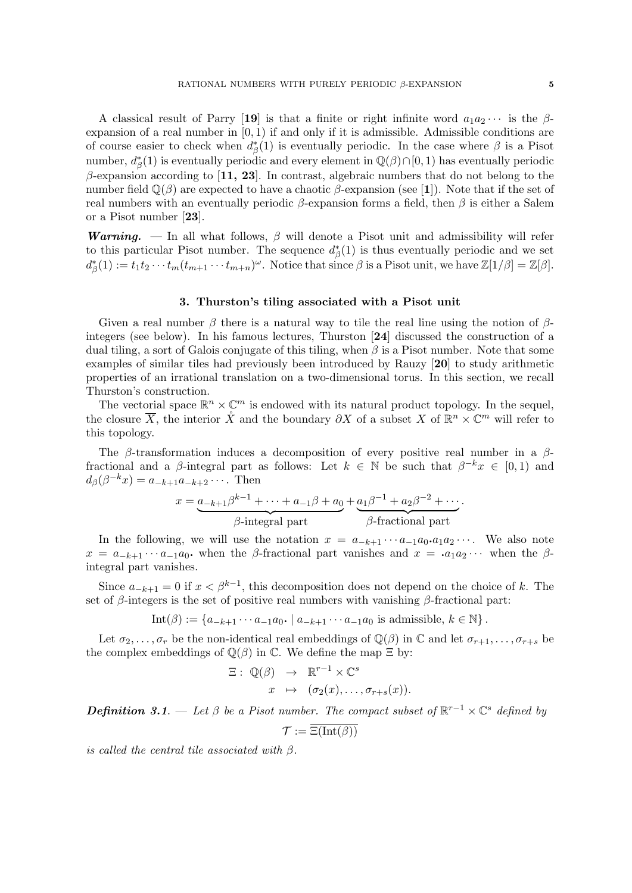A classical result of Parry [**19**] is that a finite or right infinite word $a_1a_2\cdots$ is the $\beta$-expansion of a real number in $[0,1)$ if and only if it is admissible. Admissible conditions are of course easier to check when $d_\beta^*(1)$ is eventually periodic. In the case where $\beta$ is a Pisot number, $d_\beta^*(1)$ is eventually periodic and every element in $\mathbb{Q}(\beta)\cap[0,1)$ has eventually periodic $\beta$-expansion according to [**11, 23**]. In contrast, algebraic numbers that do not belong to the number field $\mathbb{Q}(\beta)$ are expected to have a chaotic $\beta$-expansion (see [**1**]). Note that if the set of real numbers with an eventually periodic $\beta$-expansion forms a field, then $\beta$ is either a Salem or a Pisot number [**23**].

***Warning.*** — In all what follows, $\beta$ will denote a Pisot unit and admissibility will refer to this particular Pisot number. The sequence $d_\beta^*(1)$ is thus eventually periodic and we set $d_\beta^*(1) := t_1t_2\cdots t_m(t_{m+1}\cdots t_{m+n})^\omega$. Notice that since $\beta$ is a Pisot unit, we have $\mathbb{Z}[1/\beta]=\mathbb{Z}[\beta]$.

## 3. Thurston's tiling associated with a Pisot unit

Given a real number $\beta$ there is a natural way to tile the real line using the notion of $\beta$-integers (see below). In his famous lectures, Thurston [**24**] discussed the construction of a dual tiling, a sort of Galois conjugate of this tiling, when $\beta$ is a Pisot number. Note that some examples of similar tiles had previously been introduced by Rauzy [**20**] to study arithmetic properties of an irrational translation on a two-dimensional torus. In this section, we recall Thurston's construction.

The vectorial space $\mathbb{R}^n\times\mathbb{C}^m$ is endowed with its natural product topology. In the sequel, the closure $\overline{X}$, the interior $\mathring{X}$ and the boundary $\partial X$ of a subset $X$ of $\mathbb{R}^n\times\mathbb{C}^m$ will refer to this topology.

The $\beta$-transformation induces a decomposition of every positive real number in a $\beta$-fractional and a $\beta$-integral part as follows: Let $k\in\mathbb{N}$ be such that $\beta^{-k}x\in[0,1)$ and $d_\beta(\beta^{-k}x)=a_{-k+1}a_{-k+2}\cdots$. Then

$$x=\underbrace{a_{-k+1}\beta^{k-1}+\cdots+a_{-1}\beta+a_0}_{\beta\text{-integral part}}+\underbrace{a_1\beta^{-1}+a_2\beta^{-2}+\cdots}_{\beta\text{-fractional part}}.$$

In the following, we will use the notation $x=a_{-k+1}\cdots a_{-1}a_0\raisebox{0.2ex}{.}a_1a_2\cdots$. We also note $x=a_{-k+1}\cdots a_{-1}a_0\raisebox{0.2ex}{.}$ when the $\beta$-fractional part vanishes and $x=\raisebox{0.2ex}{.}a_1a_2\cdots$ when the $\beta$-integral part vanishes.

Since $a_{-k+1}=0$ if $x<\beta^{k-1}$, this decomposition does not depend on the choice of $k$. The set of $\beta$-integers is the set of positive real numbers with vanishing $\beta$-fractional part:

$$\mathrm{Int}(\beta):=\{a_{-k+1}\cdots a_{-1}a_0\raisebox{0.2ex}{.}\mid a_{-k+1}\cdots a_{-1}a_0\text{ is admissible},\ k\in\mathbb{N}\}.$$

Let $\sigma_2,\ldots,\sigma_r$ be the non-identical real embeddings of $\mathbb{Q}(\beta)$ in $\mathbb{C}$ and let $\sigma_{r+1},\ldots,\sigma_{r+s}$ be the complex embeddings of $\mathbb{Q}(\beta)$ in $\mathbb{C}$. We define the map $\Xi$ by:

$$\begin{aligned}\Xi:\ \mathbb{Q}(\beta)&\ \to\ \mathbb{R}^{r-1}\times\mathbb{C}^s\\ x&\ \mapsto\ (\sigma_2(x),\ldots,\sigma_{r+s}(x)).\end{aligned}$$

***Definition 3.1.*** — *Let $\beta$ be a Pisot number. The compact subset of $\mathbb{R}^{r-1}\times\mathbb{C}^s$ defined by*

$$\mathcal{T}:=\overline{\Xi(\mathrm{Int}(\beta))}$$

*is called the central tile associated with $\beta$.*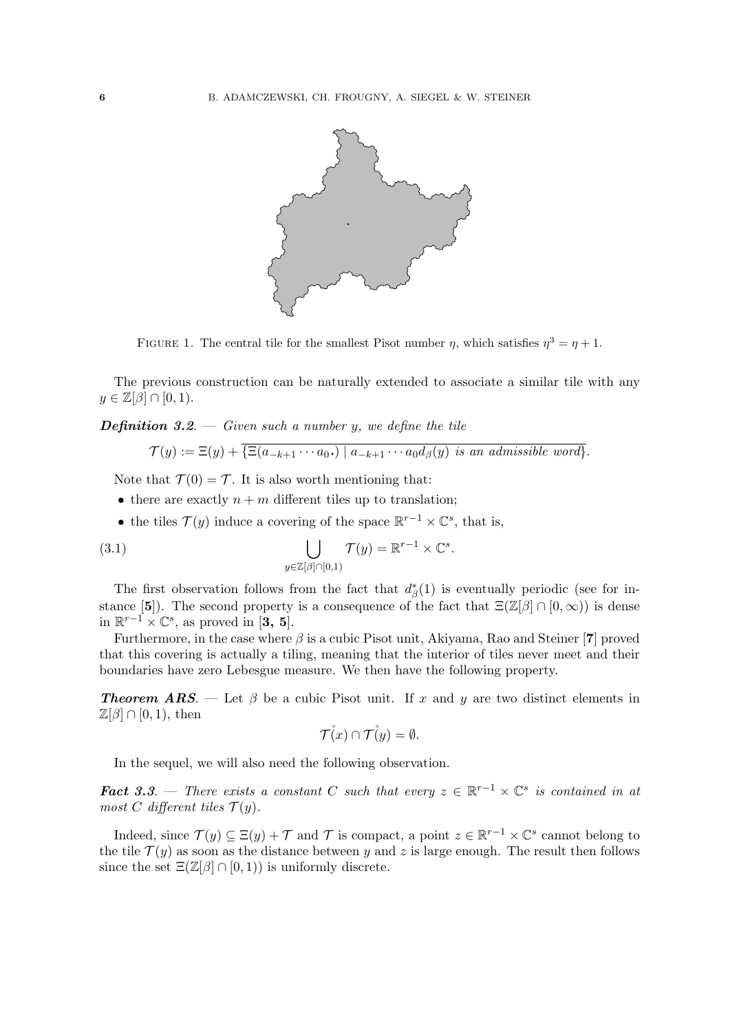FIGURE 1. The central tile for the smallest Pisot number $\eta$, which satisfies $\eta^3 = \eta + 1$.

The previous construction can be naturally extended to associate a similar tile with any $y \in \mathbb{Z}[\beta] \cap [0, 1)$.

***Definition 3.2.*** — *Given such a number $y$, we define the tile*

$$\mathcal{T}(y) := \Xi(y) + \overline{\{\Xi(a_{-k+1} \cdots a_0 \centerdot) \mid a_{-k+1} \cdots a_0 d_\beta(y) \text{ is an admissible word}\}}.$$

Note that $\mathcal{T}(0) = \mathcal{T}$. It is also worth mentioning that:

- there are exactly $n + m$ different tiles up to translation;
- the tiles $\mathcal{T}(y)$ induce a covering of the space $\mathbb{R}^{r-1} \times \mathbb{C}^s$, that is,

$$\bigcup_{y \in \mathbb{Z}[\beta] \cap [0,1)} \mathcal{T}(y) = \mathbb{R}^{r-1} \times \mathbb{C}^s. \tag{3.1}$$

The first observation follows from the fact that $d^*_\beta(1)$ is eventually periodic (see for instance [**5**]). The second property is a consequence of the fact that $\Xi(\mathbb{Z}[\beta] \cap [0, \infty))$ is dense in $\mathbb{R}^{r-1} \times \mathbb{C}^s$, as proved in [**3, 5**].

Furthermore, in the case where $\beta$ is a cubic Pisot unit, Akiyama, Rao and Steiner [**7**] proved that this covering is actually a tiling, meaning that the interior of tiles never meet and their boundaries have zero Lebesgue measure. We then have the following property.

***Theorem ARS.*** — Let $\beta$ be a cubic Pisot unit. If $x$ and $y$ are two distinct elements in $\mathbb{Z}[\beta] \cap [0, 1)$, then

$$\mathring{\mathcal{T}}(x) \cap \mathring{\mathcal{T}}(y) = \emptyset.$$

In the sequel, we will also need the following observation.

***Fact 3.3.*** — *There exists a constant $C$ such that every $z \in \mathbb{R}^{r-1} \times \mathbb{C}^s$ is contained in at most $C$ different tiles $\mathcal{T}(y)$.*

Indeed, since $\mathcal{T}(y) \subseteq \Xi(y) + \mathcal{T}$ and $\mathcal{T}$ is compact, a point $z \in \mathbb{R}^{r-1} \times \mathbb{C}^s$ cannot belong to the tile $\mathcal{T}(y)$ as soon as the distance between $y$ and $z$ is large enough. The result then follows since the set $\Xi(\mathbb{Z}[\beta] \cap [0, 1))$ is uniformly discrete.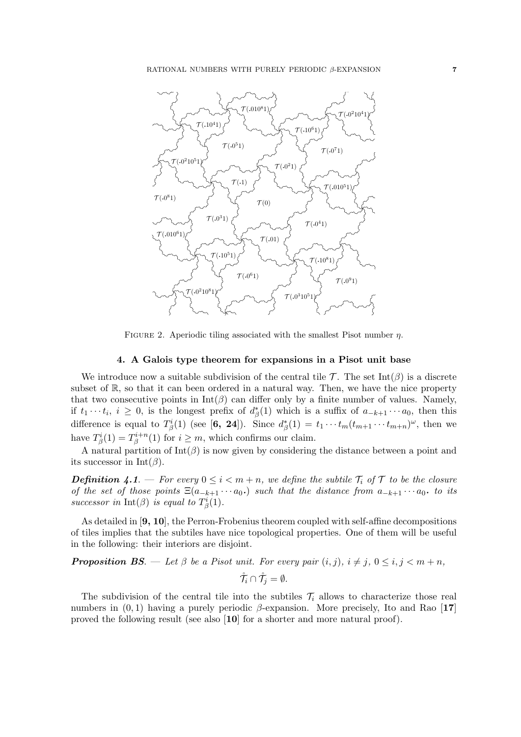FIGURE 2. Aperiodic tiling associated with the smallest Pisot number $\eta$.

## 4. A Galois type theorem for expansions in a Pisot unit base

We introduce now a suitable subdivision of the central tile $\mathcal{T}$. The set $\mathrm{Int}(\beta)$ is a discrete subset of $\mathbb{R}$, so that it can been ordered in a natural way. Then, we have the nice property that two consecutive points in $\mathrm{Int}(\beta)$ can differ only by a finite number of values. Namely, if $t_1 \cdots t_i$, $i \geq 0$, is the longest prefix of $d^*_\beta(1)$ which is a suffix of $a_{-k+1} \cdots a_0$, then this difference is equal to $T^i_\beta(1)$ (see [**6, 24**]). Since $d^*_\beta(1) = t_1 \cdots t_m (t_{m+1} \cdots t_{m+n})^\omega$, then we have $T^i_\beta(1) = T^{i+n}_\beta(1)$ for $i \geq m$, which confirms our claim.

A natural partition of $\mathrm{Int}(\beta)$ is now given by considering the distance between a point and its successor in $\mathrm{Int}(\beta)$.

***Definition 4.1***. — *For every $0 \leq i < m+n$, we define the subtile $\mathcal{T}_i$ of $\mathcal{T}$ to be the closure of the set of those points $\Xi(a_{-k+1} \cdots a_0.)$ such that the distance from $a_{-k+1} \cdots a_0.$ to its successor in $\mathrm{Int}(\beta)$ is equal to $T^i_\beta(1)$.*

As detailed in [**9, 10**], the Perron-Frobenius theorem coupled with self-affine decompositions of tiles implies that the subtiles have nice topological properties. One of them will be useful in the following: their interiors are disjoint.

***Proposition BS***. — *Let $\beta$ be a Pisot unit. For every pair $(i,j)$, $i \neq j$, $0 \leq i, j < m+n$,*

$$\mathring{\mathcal{T}}_i \cap \mathring{\mathcal{T}}_j = \emptyset.$$

The subdivision of the central tile into the subtiles $\mathcal{T}_i$ allows to characterize those real numbers in $(0,1)$ having a purely periodic $\beta$-expansion. More precisely, Ito and Rao [**17**] proved the following result (see also [**10**] for a shorter and more natural proof).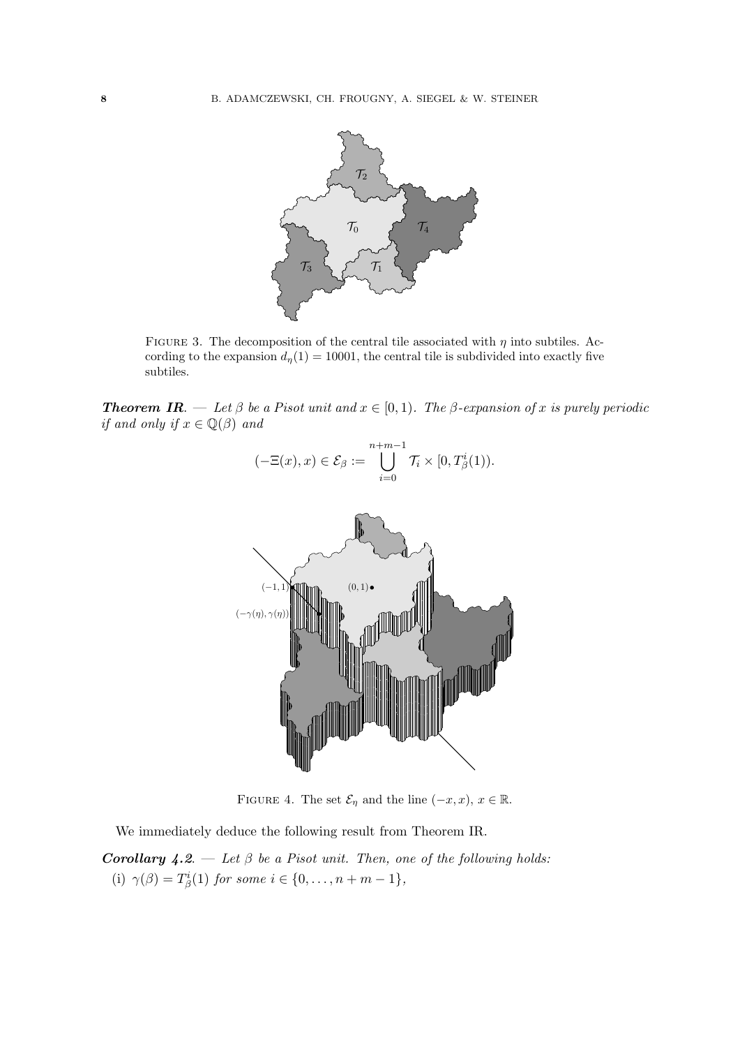FIGURE 3. The decomposition of the central tile associated with $\eta$ into subtiles. According to the expansion $d_\eta(1) = 10001$, the central tile is subdivided into exactly five subtiles.

***Theorem IR.*** — *Let $\beta$ be a Pisot unit and $x \in [0,1)$. The $\beta$-expansion of $x$ is purely periodic if and only if $x \in \mathbb{Q}(\beta)$ and*

$$(-\Xi(x), x) \in \mathcal{E}_\beta := \bigcup_{i=0}^{n+m-1} \mathcal{T}_i \times [0, T_\beta^i(1)).$$

FIGURE 4. The set $\mathcal{E}_\eta$ and the line $(-x, x)$, $x \in \mathbb{R}$.

We immediately deduce the following result from Theorem IR.

***Corollary 4.2.*** — *Let $\beta$ be a Pisot unit. Then, one of the following holds:*

(i) $\gamma(\beta) = T_\beta^i(1)$ *for some* $i \in \{0, \ldots, n+m-1\}$,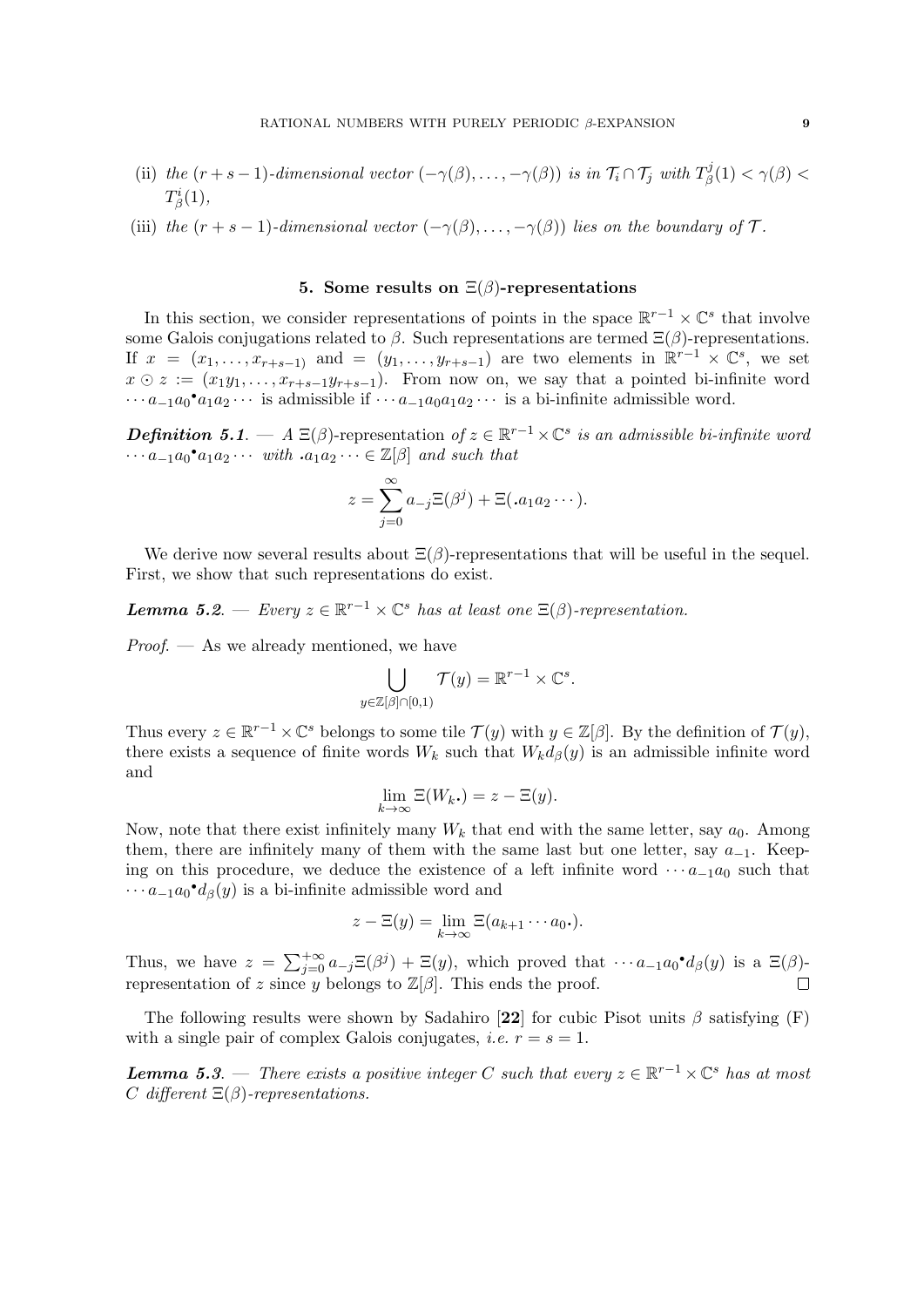(ii) *the $(r+s-1)$-dimensional vector $(-\gamma(\beta),\dots,-\gamma(\beta))$ is in $\mathcal{T}_i \cap \mathcal{T}_j$ with $T_\beta^j(1) < \gamma(\beta) < T_\beta^i(1)$,*

(iii) *the $(r+s-1)$-dimensional vector $(-\gamma(\beta),\dots,-\gamma(\beta))$ lies on the boundary of $\mathcal{T}$.*

## 5. Some results on $\Xi(\beta)$-representations

In this section, we consider representations of points in the space $\mathbb{R}^{r-1} \times \mathbb{C}^s$ that involve some Galois conjugations related to $\beta$. Such representations are termed $\Xi(\beta)$-representations. If $x = (x_1, \dots, x_{r+s-1})$ and $= (y_1, \dots, y_{r+s-1})$ are two elements in $\mathbb{R}^{r-1} \times \mathbb{C}^s$, we set $x \odot z := (x_1y_1, \dots, x_{r+s-1}y_{r+s-1})$. From now on, we say that a pointed bi-infinite word $\cdots a_{-1}a_0{}^\bullet a_1a_2\cdots$ is admissible if $\cdots a_{-1}a_0a_1a_2\cdots$ is a bi-infinite admissible word.

***Definition 5.1***. — *A $\Xi(\beta)$-representation of $z \in \mathbb{R}^{r-1} \times \mathbb{C}^s$ is an admissible bi-infinite word $\cdots a_{-1}a_0{}^\bullet a_1a_2\cdots$ with $\mathbf{.}a_1a_2\cdots \in \mathbb{Z}[\beta]$ and such that*

$$z = \sum_{j=0}^{\infty} a_{-j}\Xi(\beta^j) + \Xi(\mathbf{.}a_1a_2\cdots).$$

We derive now several results about $\Xi(\beta)$-representations that will be useful in the sequel. First, we show that such representations do exist.

***Lemma 5.2***. — *Every $z \in \mathbb{R}^{r-1} \times \mathbb{C}^s$ has at least one $\Xi(\beta)$-representation.*

*Proof*. — As we already mentioned, we have

$$\bigcup_{y\in\mathbb{Z}[\beta]\cap[0,1)} \mathcal{T}(y) = \mathbb{R}^{r-1} \times \mathbb{C}^s.$$

Thus every $z \in \mathbb{R}^{r-1} \times \mathbb{C}^s$ belongs to some tile $\mathcal{T}(y)$ with $y \in \mathbb{Z}[\beta]$. By the definition of $\mathcal{T}(y)$, there exists a sequence of finite words $W_k$ such that $W_k d_\beta(y)$ is an admissible infinite word and

$$\lim_{k\to\infty} \Xi(W_k\mathbf{.}) = z - \Xi(y).$$

Now, note that there exist infinitely many $W_k$ that end with the same letter, say $a_0$. Among them, there are infinitely many of them with the same last but one letter, say $a_{-1}$. Keeping on this procedure, we deduce the existence of a left infinite word $\cdots a_{-1}a_0$ such that $\cdots a_{-1}a_0{}^\bullet d_\beta(y)$ is a bi-infinite admissible word and

$$z - \Xi(y) = \lim_{k\to\infty} \Xi(a_{k+1}\cdots a_0\mathbf{.}).$$

Thus, we have $z = \sum_{j=0}^{+\infty} a_{-j}\Xi(\beta^j) + \Xi(y)$, which proved that $\cdots a_{-1}a_0{}^\bullet d_\beta(y)$ is a $\Xi(\beta)$-representation of $z$ since $y$ belongs to $\mathbb{Z}[\beta]$. This ends the proof. □

The following results were shown by Sadahiro [**22**] for cubic Pisot units $\beta$ satisfying (F) with a single pair of complex Galois conjugates, *i.e.* $r = s = 1$.

***Lemma 5.3***. — *There exists a positive integer $C$ such that every $z \in \mathbb{R}^{r-1} \times \mathbb{C}^s$ has at most $C$ different $\Xi(\beta)$-representations.*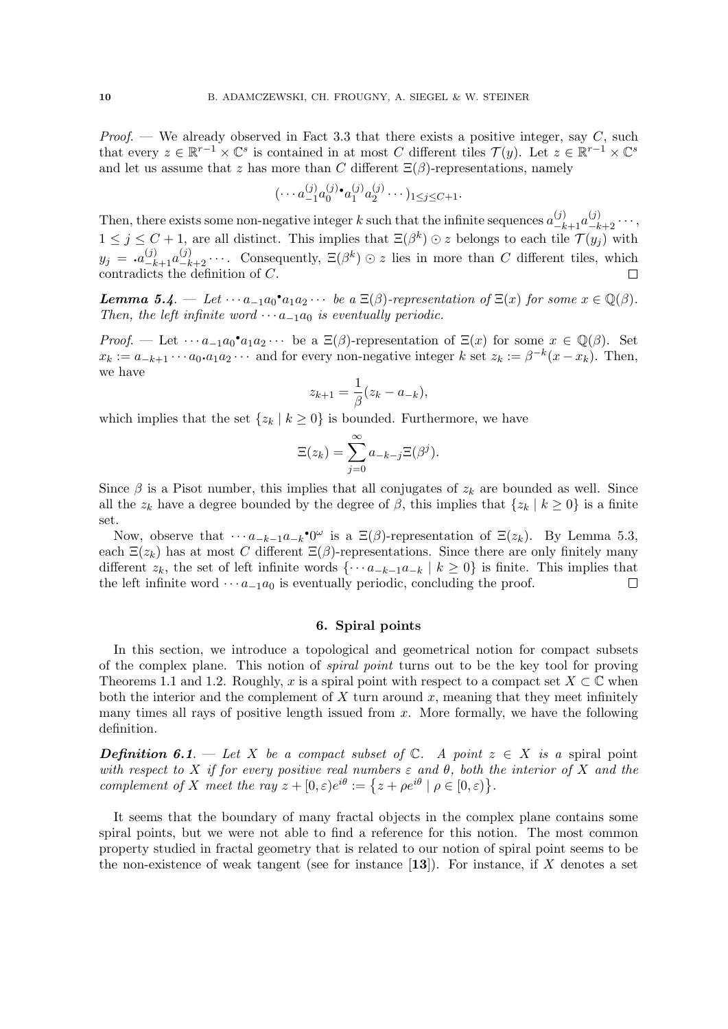*Proof.* — We already observed in Fact 3.3 that there exists a positive integer, say $C$, such that every $z \in \mathbb{R}^{r-1} \times \mathbb{C}^s$ is contained in at most $C$ different tiles $\mathcal{T}(y)$. Let $z \in \mathbb{R}^{r-1} \times \mathbb{C}^s$ and let us assume that $z$ has more than $C$ different $\Xi(\beta)$-representations, namely

$$(\cdots a_{-1}^{(j)} a_0^{(j)\bullet} a_1^{(j)} a_2^{(j)} \cdots)_{1 \leq j \leq C+1}.$$

Then, there exists some non-negative integer $k$ such that the infinite sequences $a_{-k+1}^{(j)} a_{-k+2}^{(j)} \cdots$, $1 \leq j \leq C+1$, are all distinct. This implies that $\Xi(\beta^k) \odot z$ belongs to each tile $\mathcal{T}(y_j)$ with $y_j = {\scriptstyle\bullet} a_{-k+1}^{(j)} a_{-k+2}^{(j)} \cdots$. Consequently, $\Xi(\beta^k) \odot z$ lies in more than $C$ different tiles, which contradicts the definition of $C$. $\square$

***Lemma 5.4.*** — *Let $\cdots a_{-1} a_0^\bullet a_1 a_2 \cdots$ be a $\Xi(\beta)$-representation of $\Xi(x)$ for some $x \in \mathbb{Q}(\beta)$. Then, the left infinite word $\cdots a_{-1} a_0$ is eventually periodic.*

*Proof.* — Let $\cdots a_{-1} a_0^\bullet a_1 a_2 \cdots$ be a $\Xi(\beta)$-representation of $\Xi(x)$ for some $x \in \mathbb{Q}(\beta)$. Set $x_k := a_{-k+1} \cdots a_0 {\scriptstyle\bullet} a_1 a_2 \cdots$ and for every non-negative integer $k$ set $z_k := \beta^{-k}(x - x_k)$. Then, we have

$$z_{k+1} = \frac{1}{\beta}(z_k - a_{-k}),$$

which implies that the set $\{z_k \mid k \geq 0\}$ is bounded. Furthermore, we have

$$\Xi(z_k) = \sum_{j=0}^{\infty} a_{-k-j} \Xi(\beta^j).$$

Since $\beta$ is a Pisot number, this implies that all conjugates of $z_k$ are bounded as well. Since all the $z_k$ have a degree bounded by the degree of $\beta$, this implies that $\{z_k \mid k \geq 0\}$ is a finite set.

Now, observe that $\cdots a_{-k-1} a_{-k}^\bullet 0^\omega$ is a $\Xi(\beta)$-representation of $\Xi(z_k)$. By Lemma 5.3, each $\Xi(z_k)$ has at most $C$ different $\Xi(\beta)$-representations. Since there are only finitely many different $z_k$, the set of left infinite words $\{\cdots a_{-k-1} a_{-k} \mid k \geq 0\}$ is finite. This implies that the left infinite word $\cdots a_{-1} a_0$ is eventually periodic, concluding the proof. $\square$

## 6. Spiral points

In this section, we introduce a topological and geometrical notion for compact subsets of the complex plane. This notion of *spiral point* turns out to be the key tool for proving Theorems 1.1 and 1.2. Roughly, $x$ is a spiral point with respect to a compact set $X \subset \mathbb{C}$ when both the interior and the complement of $X$ turn around $x$, meaning that they meet infinitely many times all rays of positive length issued from $x$. More formally, we have the following definition.

***Definition 6.1.*** — *Let $X$ be a compact subset of $\mathbb{C}$. A point $z \in X$ is a* spiral point *with respect to $X$ if for every positive real numbers $\varepsilon$ and $\theta$, both the interior of $X$ and the complement of $X$ meet the ray $z + [0, \varepsilon)e^{i\theta} := \{z + \rho e^{i\theta} \mid \rho \in [0, \varepsilon)\}$.*

It seems that the boundary of many fractal objects in the complex plane contains some spiral points, but we were not able to find a reference for this notion. The most common property studied in fractal geometry that is related to our notion of spiral point seems to be the non-existence of weak tangent (see for instance [**13**]). For instance, if $X$ denotes a set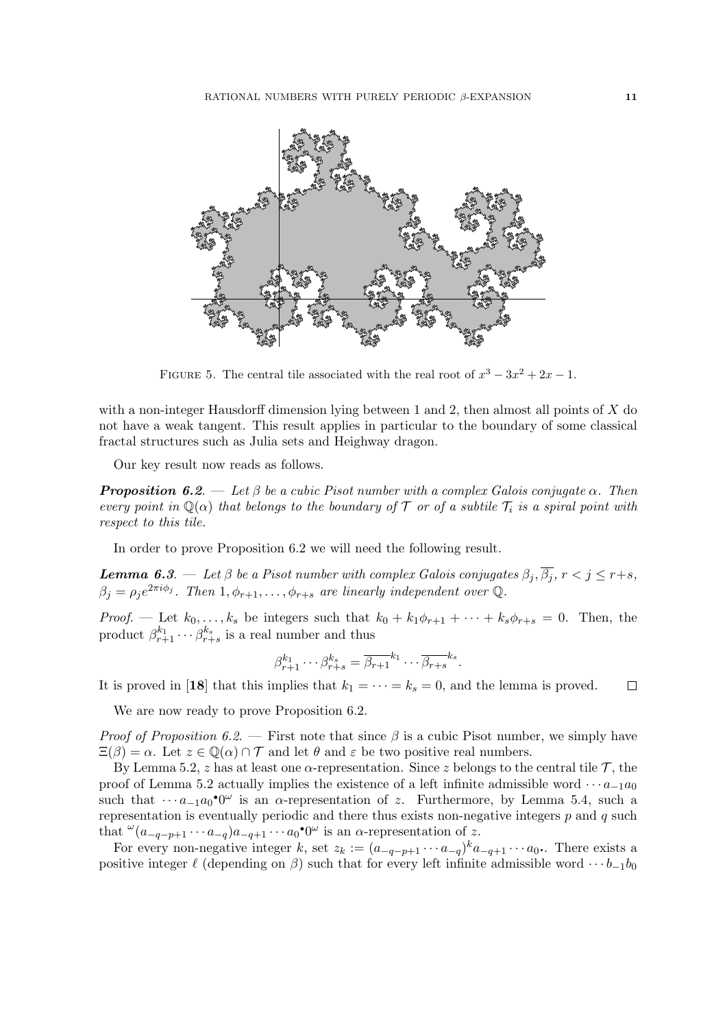FIGURE 5. The central tile associated with the real root of $x^3 - 3x^2 + 2x - 1$.

with a non-integer Hausdorff dimension lying between 1 and 2, then almost all points of $X$ do not have a weak tangent. This result applies in particular to the boundary of some classical fractal structures such as Julia sets and Heighway dragon.

Our key result now reads as follows.

***Proposition 6.2.*** — *Let $\beta$ be a cubic Pisot number with a complex Galois conjugate $\alpha$. Then every point in $\mathbb{Q}(\alpha)$ that belongs to the boundary of $\mathcal{T}$ or of a subtile $\mathcal{T}_i$ is a spiral point with respect to this tile.*

In order to prove Proposition 6.2 we will need the following result.

***Lemma 6.3.*** — *Let $\beta$ be a Pisot number with complex Galois conjugates $\beta_j, \overline{\beta_j}$, $r < j \leq r+s$, $\beta_j = \rho_j e^{2\pi i \phi_j}$. Then $1, \phi_{r+1}, \ldots, \phi_{r+s}$ are linearly independent over $\mathbb{Q}$.*

*Proof.* — Let $k_0, \ldots, k_s$ be integers such that $k_0 + k_1\phi_{r+1} + \cdots + k_s\phi_{r+s} = 0$. Then, the product $\beta_{r+1}^{k_1} \cdots \beta_{r+s}^{k_s}$ is a real number and thus

$$\beta_{r+1}^{k_1} \cdots \beta_{r+s}^{k_s} = \overline{\beta_{r+1}}^{k_1} \cdots \overline{\beta_{r+s}}^{k_s}.$$

It is proved in [**18**] that this implies that $k_1 = \cdots = k_s = 0$, and the lemma is proved. $\square$

We are now ready to prove Proposition 6.2.

*Proof of Proposition 6.2.* — First note that since $\beta$ is a cubic Pisot number, we simply have $\Xi(\beta) = \alpha$. Let $z \in \mathbb{Q}(\alpha) \cap \mathcal{T}$ and let $\theta$ and $\varepsilon$ be two positive real numbers.

By Lemma 5.2, $z$ has at least one $\alpha$-representation. Since $z$ belongs to the central tile $\mathcal{T}$, the proof of Lemma 5.2 actually implies the existence of a left infinite admissible word $\cdots a_{-1}a_0$ such that $\cdots a_{-1}a_0{}^\bullet 0^\omega$ is an $\alpha$-representation of $z$. Furthermore, by Lemma 5.4, such a representation is eventually periodic and there thus exists non-negative integers $p$ and $q$ such that ${}^\omega(a_{-q-p+1} \cdots a_{-q})a_{-q+1} \cdots a_0{}^\bullet 0^\omega$ is an $\alpha$-representation of $z$.

For every non-negative integer $k$, set $z_k := (a_{-q-p+1} \cdots a_{-q})^k a_{-q+1} \cdots a_0{}_\bullet$. There exists a positive integer $\ell$ (depending on $\beta$) such that for every left infinite admissible word $\cdots b_{-1}b_0$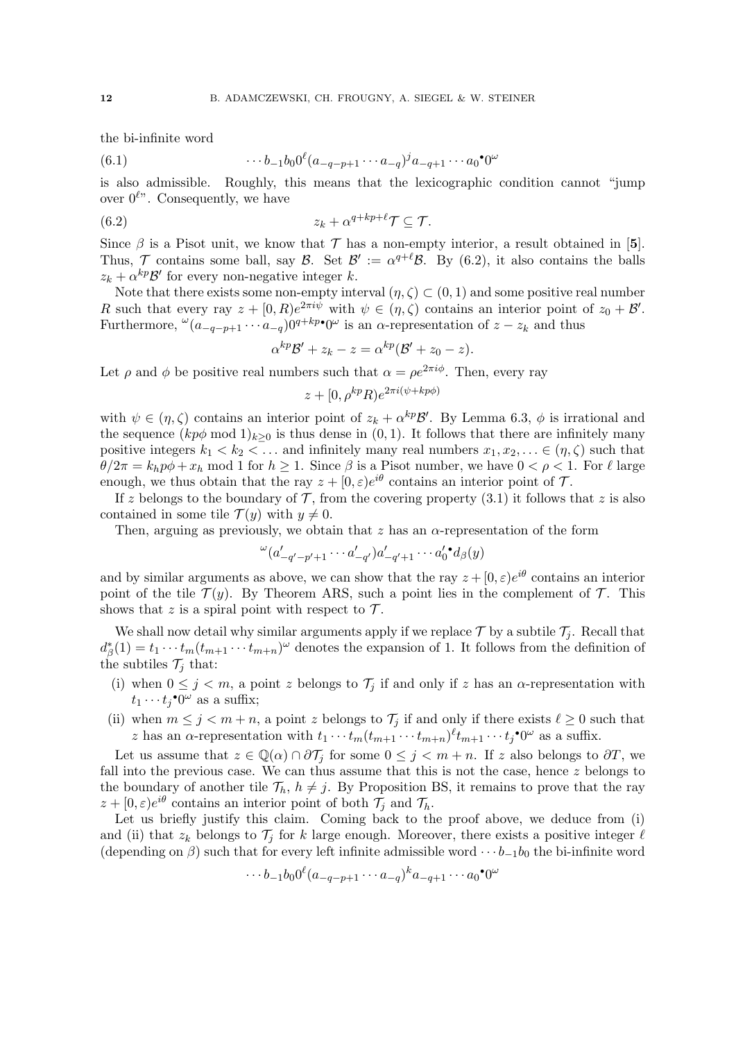the bi-infinite word

$$\cdots b_{-1}b_0 0^\ell (a_{-q-p+1}\cdots a_{-q})^j a_{-q+1}\cdots a_0{}^\bullet 0^\omega \tag{6.1}$$

is also admissible. Roughly, this means that the lexicographic condition cannot "jump over $0^\ell$". Consequently, we have

$$z_k + \alpha^{q+kp+\ell}\mathcal{T} \subseteq \mathcal{T}. \tag{6.2}$$

Since $\beta$ is a Pisot unit, we know that $\mathcal{T}$ has a non-empty interior, a result obtained in [**5**]. Thus, $\mathcal{T}$ contains some ball, say $\mathcal{B}$. Set $\mathcal{B}' := \alpha^{q+\ell}\mathcal{B}$. By (6.2), it also contains the balls $z_k + \alpha^{kp}\mathcal{B}'$ for every non-negative integer $k$.

Note that there exists some non-empty interval $(\eta,\zeta) \subset (0,1)$ and some positive real number $R$ such that every ray $z + [0,R)e^{2\pi i\psi}$ with $\psi \in (\eta,\zeta)$ contains an interior point of $z_0 + \mathcal{B}'$. Furthermore, ${}^\omega(a_{-q-p+1}\cdots a_{-q})0^{q+kp\bullet}0^\omega$ is an $\alpha$-representation of $z - z_k$ and thus

$$\alpha^{kp}\mathcal{B}' + z_k - z = \alpha^{kp}(\mathcal{B}' + z_0 - z).$$

Let $\rho$ and $\phi$ be positive real numbers such that $\alpha = \rho e^{2\pi i\phi}$. Then, every ray

$$z + [0, \rho^{kp}R)e^{2\pi i(\psi + kp\phi)}$$

with $\psi \in (\eta,\zeta)$ contains an interior point of $z_k + \alpha^{kp}\mathcal{B}'$. By Lemma 6.3, $\phi$ is irrational and the sequence $(kp\phi \bmod 1)_{k\geq 0}$ is thus dense in $(0,1)$. It follows that there are infinitely many positive integers $k_1 < k_2 < \ldots$ and infinitely many real numbers $x_1, x_2, \ldots \in (\eta,\zeta)$ such that $\theta/2\pi = k_h p\phi + x_h \bmod 1$ for $h \geq 1$. Since $\beta$ is a Pisot number, we have $0 < \rho < 1$. For $\ell$ large enough, we thus obtain that the ray $z + [0,\varepsilon)e^{i\theta}$ contains an interior point of $\mathcal{T}$.

If $z$ belongs to the boundary of $\mathcal{T}$, from the covering property (3.1) it follows that $z$ is also contained in some tile $\mathcal{T}(y)$ with $y \neq 0$.

Then, arguing as previously, we obtain that $z$ has an $\alpha$-representation of the form

$${}^\omega(a'_{-q'-p'+1}\cdots a'_{-q'})a'_{-q'+1}\cdots a_0'{}^\bullet d_\beta(y)$$

and by similar arguments as above, we can show that the ray $z + [0,\varepsilon)e^{i\theta}$ contains an interior point of the tile $\mathcal{T}(y)$. By Theorem ARS, such a point lies in the complement of $\mathcal{T}$. This shows that $z$ is a spiral point with respect to $\mathcal{T}$.

We shall now detail why similar arguments apply if we replace $\mathcal{T}$ by a subtile $\mathcal{T}_j$. Recall that $d^*_\beta(1) = t_1\cdots t_m(t_{m+1}\cdots t_{m+n})^\omega$ denotes the expansion of 1. It follows from the definition of the subtiles $\mathcal{T}_j$ that:

(i) when $0 \leq j < m$, a point $z$ belongs to $\mathcal{T}_j$ if and only if $z$ has an $\alpha$-representation with $t_1\cdots t_j{}^\bullet 0^\omega$ as a suffix;

(ii) when $m \leq j < m+n$, a point $z$ belongs to $\mathcal{T}_j$ if and only if there exists $\ell \geq 0$ such that $z$ has an $\alpha$-representation with $t_1\cdots t_m(t_{m+1}\cdots t_{m+n})^\ell t_{m+1}\cdots t_j{}^\bullet 0^\omega$ as a suffix.

Let us assume that $z \in \mathbb{Q}(\alpha) \cap \partial\mathcal{T}_j$ for some $0 \leq j < m+n$. If $z$ also belongs to $\partial T$, we fall into the previous case. We can thus assume that this is not the case, hence $z$ belongs to the boundary of another tile $\mathcal{T}_h$, $h \neq j$. By Proposition BS, it remains to prove that the ray $z + [0,\varepsilon)e^{i\theta}$ contains an interior point of both $\mathcal{T}_j$ and $\mathcal{T}_h$.

Let us briefly justify this claim. Coming back to the proof above, we deduce from (i) and (ii) that $z_k$ belongs to $\mathcal{T}_j$ for $k$ large enough. Moreover, there exists a positive integer $\ell$ (depending on $\beta$) such that for every left infinite admissible word $\cdots b_{-1}b_0$ the bi-infinite word

$$\cdots b_{-1}b_0 0^\ell (a_{-q-p+1}\cdots a_{-q})^k a_{-q+1}\cdots a_0{}^\bullet 0^\omega$$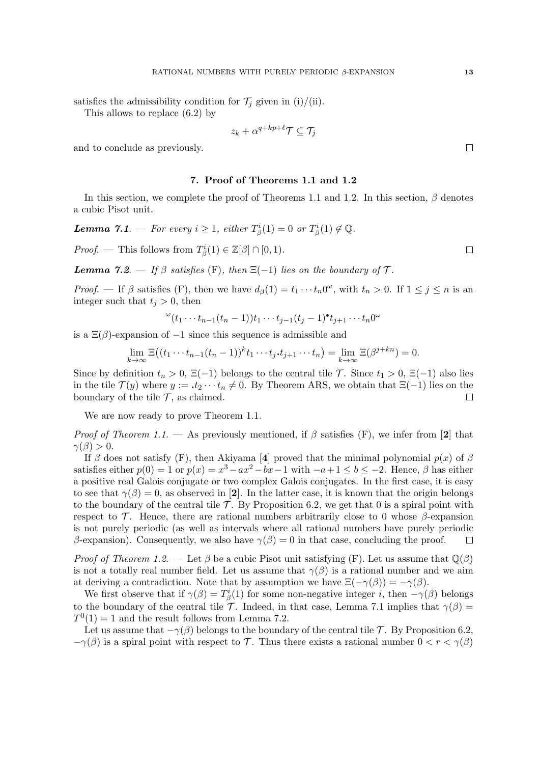satisfies the admissibility condition for $\mathcal{T}_j$ given in (i)/(ii).

This allows to replace (6.2) by

$$z_k + \alpha^{q+kp+\ell}\mathcal{T} \subseteq \mathcal{T}_j$$

and to conclude as previously. $\square$

## 7. Proof of Theorems 1.1 and 1.2

In this section, we complete the proof of Theorems 1.1 and 1.2. In this section, $\beta$ denotes a cubic Pisot unit.

***Lemma 7.1***. — *For every $i \geq 1$, either $T_\beta^i(1) = 0$ or $T_\beta^i(1) \notin \mathbb{Q}$.*

*Proof*. — This follows from $T_\beta^i(1) \in \mathbb{Z}[\beta] \cap [0, 1)$. $\square$

***Lemma 7.2***. — *If $\beta$ satisfies* (F)*, then $\Xi(-1)$ lies on the boundary of $\mathcal{T}$.*

*Proof*. — If $\beta$ satisfies (F), then we have $d_\beta(1) = t_1 \cdots t_n 0^\omega$, with $t_n > 0$. If $1 \leq j \leq n$ is an integer such that $t_j > 0$, then

$$^\omega(t_1 \cdots t_{n-1}(t_n - 1))t_1 \cdots t_{j-1}(t_j - 1)^\bullet t_{j+1} \cdots t_n 0^\omega$$

is a $\Xi(\beta)$-expansion of $-1$ since this sequence is admissible and

$$\lim_{k\to\infty} \Xi\big((t_1 \cdots t_{n-1}(t_n - 1))^k t_1 \cdots t_j \boldsymbol{.} t_{j+1} \cdots t_n\big) = \lim_{k\to\infty} \Xi(\beta^{j+kn}) = 0.$$

Since by definition $t_n > 0$, $\Xi(-1)$ belongs to the central tile $\mathcal{T}$. Since $t_1 > 0$, $\Xi(-1)$ also lies in the tile $\mathcal{T}(y)$ where $y := \boldsymbol{.}t_2 \cdots t_n \neq 0$. By Theorem ARS, we obtain that $\Xi(-1)$ lies on the boundary of the tile $\mathcal{T}$, as claimed. $\square$

We are now ready to prove Theorem 1.1.

*Proof of Theorem 1.1*. — As previously mentioned, if $\beta$ satisfies (F), we infer from [**2**] that $\gamma(\beta) > 0$.

If $\beta$ does not satisfy (F), then Akiyama [**4**] proved that the minimal polynomial $p(x)$ of $\beta$ satisfies either $p(0) = 1$ or $p(x) = x^3 - ax^2 - bx - 1$ with $-a + 1 \leq b \leq -2$. Hence, $\beta$ has either a positive real Galois conjugate or two complex Galois conjugates. In the first case, it is easy to see that $\gamma(\beta) = 0$, as observed in [**2**]. In the latter case, it is known that the origin belongs to the boundary of the central tile $\mathcal{T}$. By Proposition 6.2, we get that 0 is a spiral point with respect to $\mathcal{T}$. Hence, there are rational numbers arbitrarily close to 0 whose $\beta$-expansion is not purely periodic (as well as intervals where all rational numbers have purely periodic $\beta$-expansion). Consequently, we also have $\gamma(\beta) = 0$ in that case, concluding the proof. $\square$

*Proof of Theorem 1.2*. — Let $\beta$ be a cubic Pisot unit satisfying (F). Let us assume that $\mathbb{Q}(\beta)$ is not a totally real number field. Let us assume that $\gamma(\beta)$ is a rational number and we aim at deriving a contradiction. Note that by assumption we have $\Xi(-\gamma(\beta)) = -\gamma(\beta)$.

We first observe that if $\gamma(\beta) = T_\beta^i(1)$ for some non-negative integer $i$, then $-\gamma(\beta)$ belongs to the boundary of the central tile $\mathcal{T}$. Indeed, in that case, Lemma 7.1 implies that $\gamma(\beta) = T^0(1) = 1$ and the result follows from Lemma 7.2.

Let us assume that $-\gamma(\beta)$ belongs to the boundary of the central tile $\mathcal{T}$. By Proposition 6.2, $-\gamma(\beta)$ is a spiral point with respect to $\mathcal{T}$. Thus there exists a rational number $0 < r < \gamma(\beta)$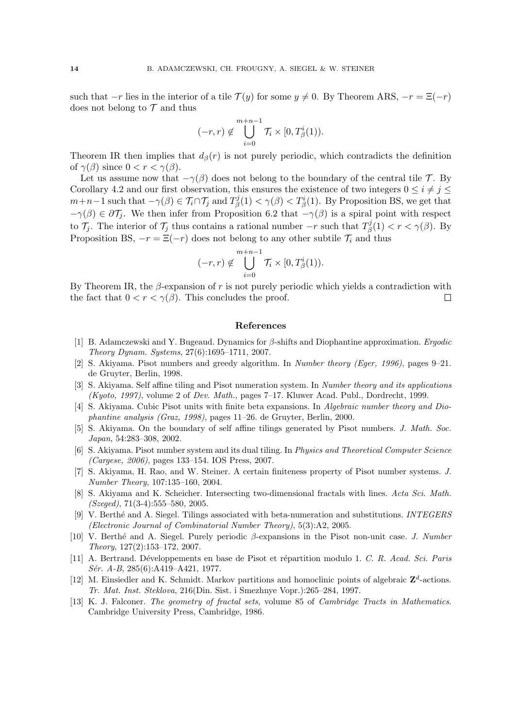such that $-r$ lies in the interior of a tile $\mathcal{T}(y)$ for some $y \neq 0$. By Theorem ARS, $-r = \Xi(-r)$ does not belong to $\mathcal{T}$ and thus

$$(-r, r) \notin \bigcup_{i=0}^{m+n-1} \mathcal{T}_i \times [0, T_\beta^i(1)).$$

Theorem IR then implies that $d_\beta(r)$ is not purely periodic, which contradicts the definition of $\gamma(\beta)$ since $0 < r < \gamma(\beta)$.

Let us assume now that $-\gamma(\beta)$ does not belong to the boundary of the central tile $\mathcal{T}$. By Corollary 4.2 and our first observation, this ensures the existence of two integers $0 \leq i \neq j \leq m+n-1$ such that $-\gamma(\beta) \in \mathcal{T}_i \cap \mathcal{T}_j$ and $T_\beta^j(1) < \gamma(\beta) < T_\beta^i(1)$. By Proposition BS, we get that $-\gamma(\beta) \in \partial \mathcal{T}_j$. We then infer from Proposition 6.2 that $-\gamma(\beta)$ is a spiral point with respect to $\mathcal{T}_j$. The interior of $\mathcal{T}_j$ thus contains a rational number $-r$ such that $T_\beta^j(1) < r < \gamma(\beta)$. By Proposition BS, $-r = \Xi(-r)$ does not belong to any other subtile $\mathcal{T}_i$ and thus

$$(-r, r) \notin \bigcup_{i=0}^{m+n-1} \mathcal{T}_i \times [0, T_\beta^i(1)).$$

By Theorem IR, the $\beta$-expansion of $r$ is not purely periodic which yields a contradiction with the fact that $0 < r < \gamma(\beta)$. This concludes the proof. □

## References

[1] B. Adamczewski and Y. Bugeaud. Dynamics for $\beta$-shifts and Diophantine approximation. *Ergodic Theory Dynam. Systems*, 27(6):1695–1711, 2007.

[2] S. Akiyama. Pisot numbers and greedy algorithm. In *Number theory (Eger, 1996)*, pages 9–21. de Gruyter, Berlin, 1998.

[3] S. Akiyama. Self affine tiling and Pisot numeration system. In *Number theory and its applications (Kyoto, 1997)*, volume 2 of *Dev. Math.*, pages 7–17. Kluwer Acad. Publ., Dordrecht, 1999.

[4] S. Akiyama. Cubic Pisot units with finite beta expansions. In *Algebraic number theory and Diophantine analysis (Graz, 1998)*, pages 11–26. de Gruyter, Berlin, 2000.

[5] S. Akiyama. On the boundary of self affine tilings generated by Pisot numbers. *J. Math. Soc. Japan*, 54:283–308, 2002.

[6] S. Akiyama. Pisot number system and its dual tiling. In *Physics and Theoretical Computer Science (Cargese, 2006)*, pages 133–154. IOS Press, 2007.

[7] S. Akiyama, H. Rao, and W. Steiner. A certain finiteness property of Pisot number systems. *J. Number Theory*, 107:135–160, 2004.

[8] S. Akiyama and K. Scheicher. Intersecting two-dimensional fractals with lines. *Acta Sci. Math. (Szeged)*, 71(3-4):555–580, 2005.

[9] V. Berthé and A. Siegel. Tilings associated with beta-numeration and substitutions. *INTEGERS (Electronic Journal of Combinatorial Number Theory)*, 5(3):A2, 2005.

[10] V. Berthé and A. Siegel. Purely periodic $\beta$-expansions in the Pisot non-unit case. *J. Number Theory*, 127(2):153–172, 2007.

[11] A. Bertrand. Développements en base de Pisot et répartition modulo 1. *C. R. Acad. Sci. Paris Sér. A-B*, 285(6):A419–A421, 1977.

[12] M. Einsiedler and K. Schmidt. Markov partitions and homoclinic points of algebraic $\mathbf{Z}^d$-actions. *Tr. Mat. Inst. Steklova*, 216(Din. Sist. i Smezhnye Vopr.):265–284, 1997.

[13] K. J. Falconer. *The geometry of fractal sets*, volume 85 of *Cambridge Tracts in Mathematics*. Cambridge University Press, Cambridge, 1986.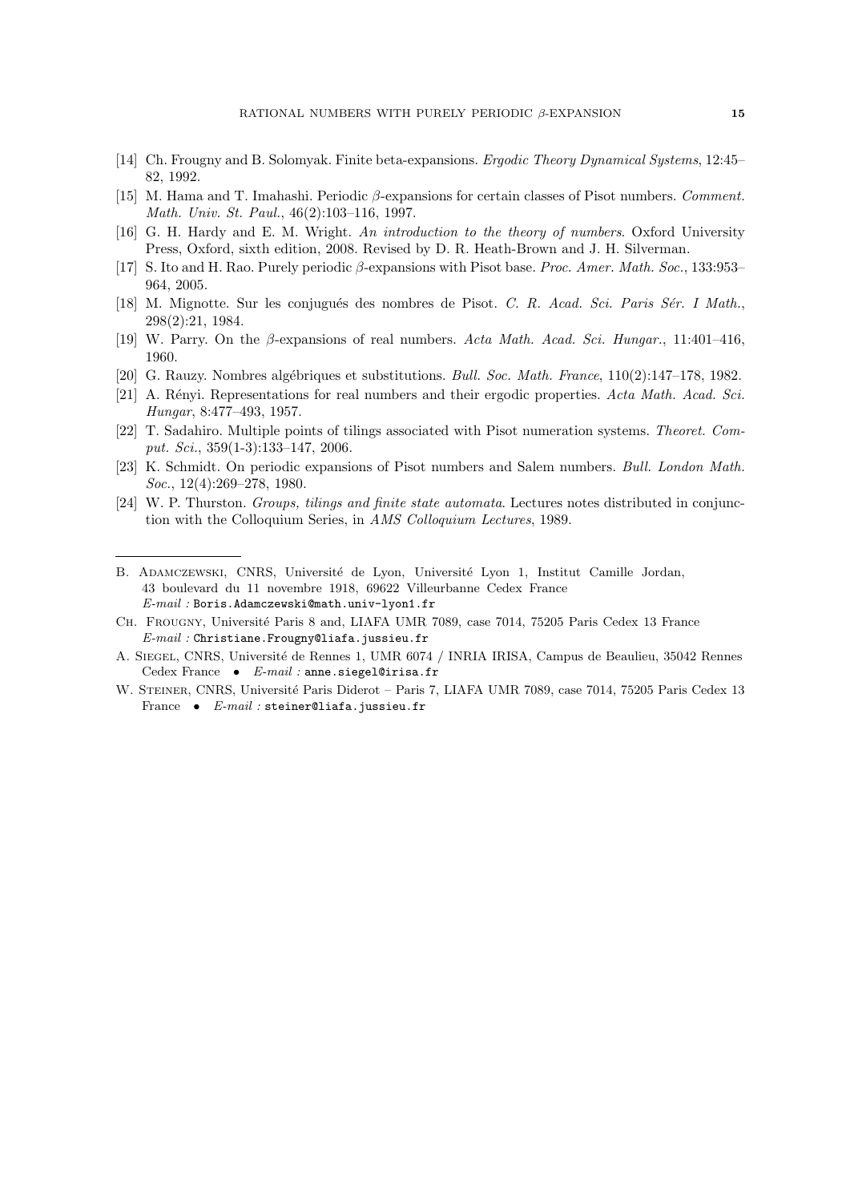[14] Ch. Frougny and B. Solomyak. Finite beta-expansions. *Ergodic Theory Dynamical Systems*, 12:45–82, 1992.

[15] M. Hama and T. Imahashi. Periodic $\beta$-expansions for certain classes of Pisot numbers. *Comment. Math. Univ. St. Paul.*, 46(2):103–116, 1997.

[16] G. H. Hardy and E. M. Wright. *An introduction to the theory of numbers*. Oxford University Press, Oxford, sixth edition, 2008. Revised by D. R. Heath-Brown and J. H. Silverman.

[17] S. Ito and H. Rao. Purely periodic $\beta$-expansions with Pisot base. *Proc. Amer. Math. Soc.*, 133:953–964, 2005.

[18] M. Mignotte. Sur les conjugués des nombres de Pisot. *C. R. Acad. Sci. Paris Sér. I Math.*, 298(2):21, 1984.

[19] W. Parry. On the $\beta$-expansions of real numbers. *Acta Math. Acad. Sci. Hungar.*, 11:401–416, 1960.

[20] G. Rauzy. Nombres algébriques et substitutions. *Bull. Soc. Math. France*, 110(2):147–178, 1982.

[21] A. Rényi. Representations for real numbers and their ergodic properties. *Acta Math. Acad. Sci. Hungar*, 8:477–493, 1957.

[22] T. Sadahiro. Multiple points of tilings associated with Pisot numeration systems. *Theoret. Comput. Sci.*, 359(1-3):133–147, 2006.

[23] K. Schmidt. On periodic expansions of Pisot numbers and Salem numbers. *Bull. London Math. Soc.*, 12(4):269–278, 1980.

[24] W. P. Thurston. *Groups, tilings and finite state automata*. Lectures notes distributed in conjunction with the Colloquium Series, in *AMS Colloquium Lectures*, 1989.

---

B. Adamczewski, CNRS, Université de Lyon, Université Lyon 1, Institut Camille Jordan, 43 boulevard du 11 novembre 1918, 69622 Villeurbanne Cedex France
*E-mail :* Boris.Adamczewski@math.univ-lyon1.fr

Ch. Frougny, Université Paris 8 and, LIAFA UMR 7089, case 7014, 75205 Paris Cedex 13 France
*E-mail :* Christiane.Frougny@liafa.jussieu.fr

A. Siegel, CNRS, Université de Rennes 1, UMR 6074 / INRIA IRISA, Campus de Beaulieu, 35042 Rennes Cedex France • *E-mail :* anne.siegel@irisa.fr

W. Steiner, CNRS, Université Paris Diderot – Paris 7, LIAFA UMR 7089, case 7014, 75205 Paris Cedex 13 France • *E-mail :* steiner@liafa.jussieu.fr